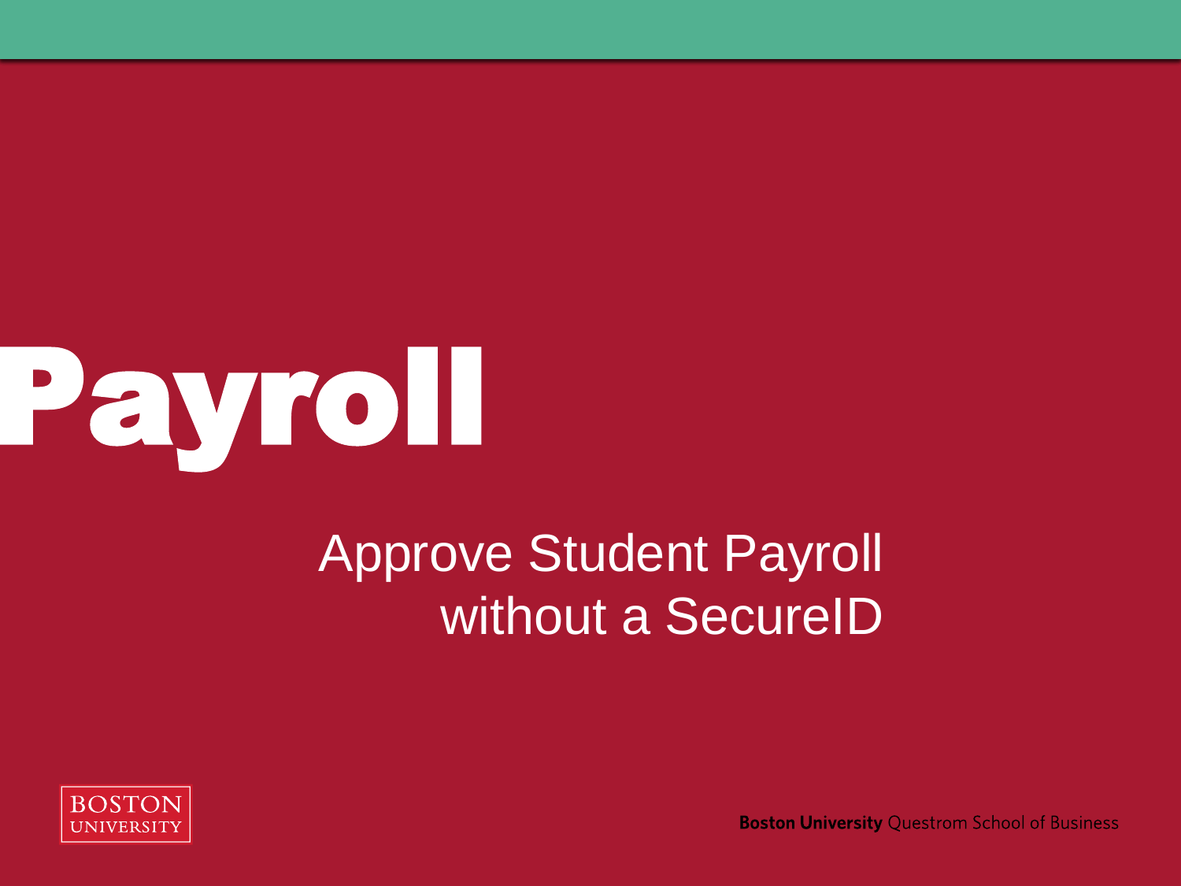# Payroll

## Approve Student Payroll without a SecureID

BOSTON UNIVERSITY

**Boston University** Questrom School of Business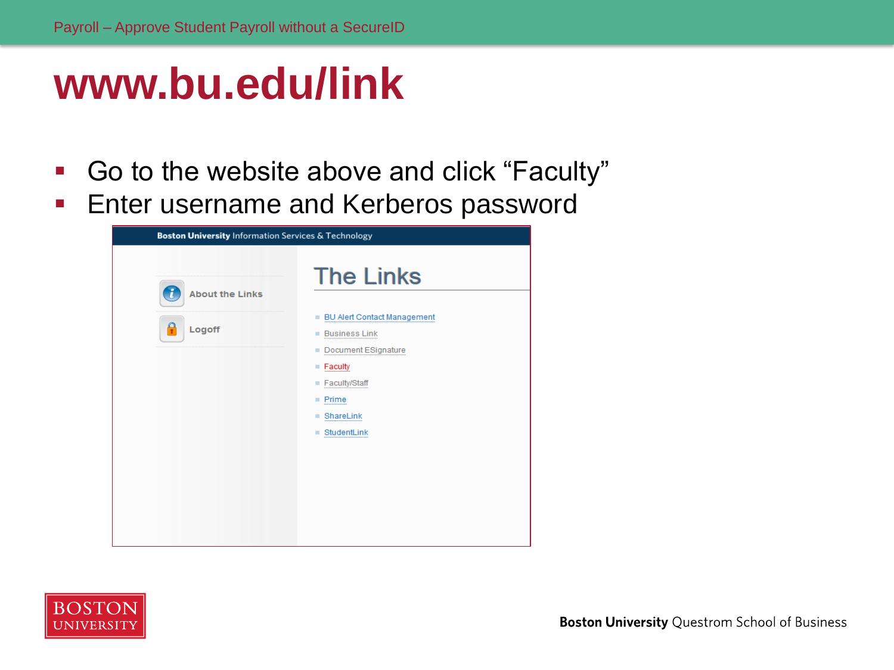# www.bu.edu/link

- Go to the website above and click “Faculty”
- Enter username and Kerberos password

Boston University Information Services & Technology

About the Links

Logoff

## The Links

- BU Alert Contact Management
- Business Link
- Document ESignature
- Faculty
- Faculty/Staff
- Prime
- ShareLink
- StudentLink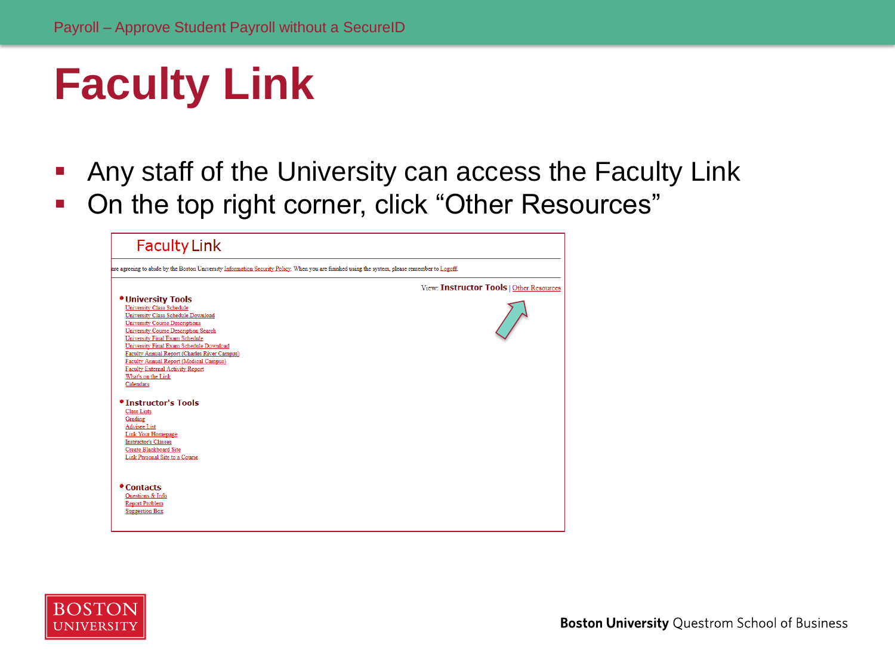# Faculty Link

- Any staff of the University can access the Faculty Link
- On the top right corner, click "Other Resources"

Faculty Link

are agreeing to abide by the Boston University Information Security Policy. When you are finished using the system, please remember to Logoff.

View: **Instructor Tools** | Other Resources

**University Tools**
- University Class Schedule
- University Class Schedule Download
- University Course Descriptions
- University Course Description Search
- University Final Exam Schedule
- University Final Exam Schedule Download
- Faculty Annual Report (Charles River Campus)
- Faculty Annual Report (Medical Campus)
- Faculty External Activity Report
- What's on the Link
- Calendars

**Instructor's Tools**
- Class Lists
- Grading
- Advisee List
- Link Your Homepage
- Instructor's Classes
- Create Blackboard Site
- Link Personal Site to a Course

**Contacts**
- Questions & Info
- Report Problem
- Suggestion Box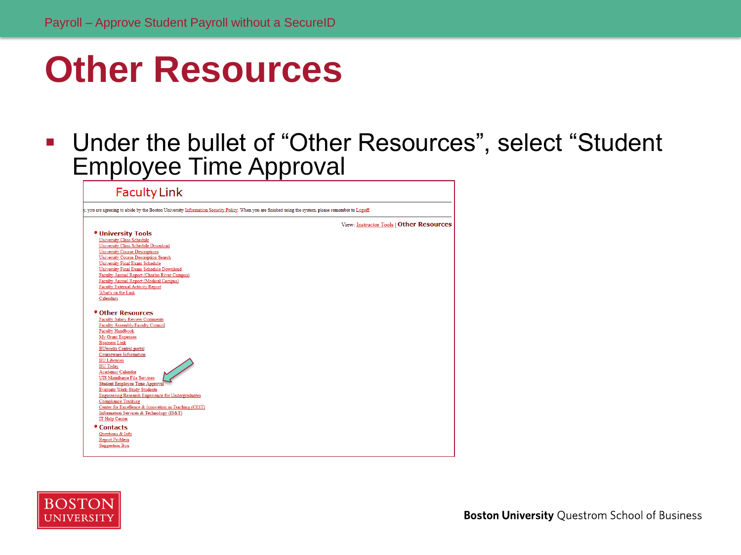# Other Resources

- Under the bullet of “Other Resources”, select “Student Employee Time Approval

## Faculty Link

, you are agreeing to abide by the Boston University Information Security Policy. When you are finished using the system, please remember to Logoff.

View: Instructor Tools | Other Resources

- **University Tools**
  - University Class Schedule
  - University Class Schedule Download
  - University Course Descriptions
  - University Course Description Search
  - University Final Exam Schedule
  - University Final Exam Schedule Download
  - Faculty Annual Report (Charles River Campus)
  - Faculty Annual Report (Medical Campus)
  - Faculty External Activity Report
  - What's on the Link
  - Calendars

- **Other Resources**
  - Faculty Salary Review Comments
  - Faculty Assembly/Faculty Council
  - Faculty Handbook
  - My Grant Expenses
  - Business Link
  - BUworks Central portal
  - Courseware Information
  - BU Libraries
  - BU Today
  - Academic Calendar
  - UIS Mainframe File Services
  - Student Employee Time Approval
  - Evaluate Work-Study Students
  - Engineering Research Experience for Undergraduates
  - Compliance Tracking
  - Center for Excellence & Innovation in Teaching (CEIT)
  - Information Services & Technology (IS&T)
  - IT Help Center

- **Contacts**
  - Questions & Info
  - Report Problem
  - Suggestion Box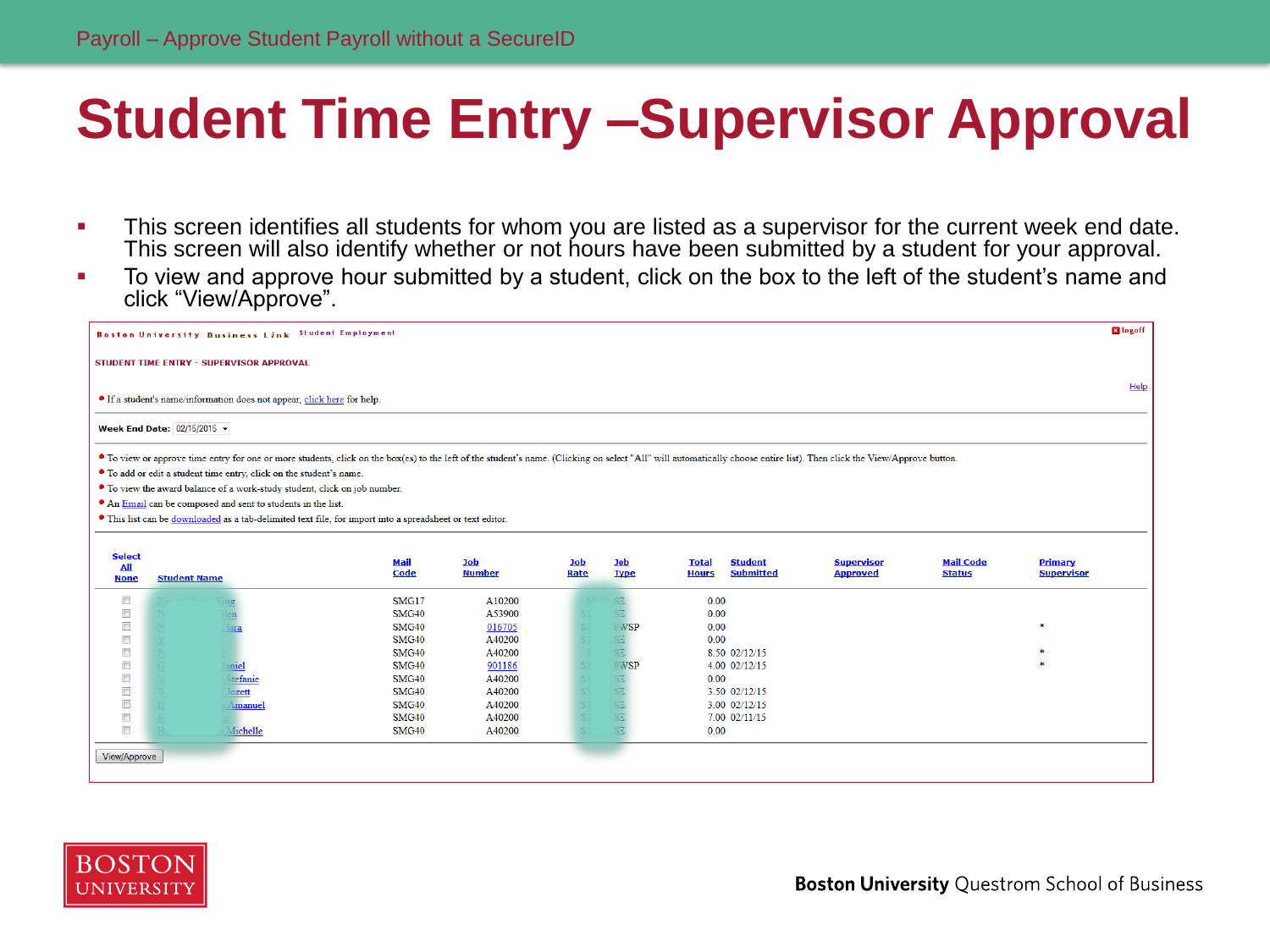# Student Time Entry –Supervisor Approval

- This screen identifies all students for whom you are listed as a supervisor for the current week end date. This screen will also identify whether or not hours have been submitted by a student for your approval.
- To view and approve hour submitted by a student, click on the box to the left of the student's name and click "View/Approve".

Boston University Business Link Student Employment

logoff

STUDENT TIME ENTRY - SUPERVISOR APPROVAL

Help

- If a student's name/information does not appear, click here for help.

**Week End Date:** 02/15/2015

- To view or approve time entry for one or more students, click on the box(es) to the left of the student's name. (Clicking on select "All" will automatically choose entire list). Then click the View/Approve button.
- To add or edit a student time entry, click on the student's name.
- To view the award balance of a work-study student, click on job number.
- An Email can be composed and sent to students in the list.
- This list can be downloaded as a tab-delimited text file, for import into a spreadsheet or text editor.

| Select All None | Student Name | Mail Code | Job Number | Job Rate | Job Type | Total Hours | Student Submitted | Supervisor Approved | Mail Code Status | Primary Supervisor |
|---|---|---|---|---|---|---|---|---|---|---|
| ☐ | King | SMG17 | A10200 | | SE | 0.00 | | | | |
| ☐ | Hen | SMG40 | A53900 | | SE | 0.00 | | | | |
| ☐ | Clara | SMG40 | 016705 | | FWSP | 0.00 | | | | * |
| ☐ | | SMG40 | A40200 | | SE | 0.00 | | | | |
| ☐ | | SMG40 | A40200 | | SE | 8.50 | 02/12/15 | | | * |
| ☐ | Daniel | SMG40 | 901186 | | FWSP | 4.00 | 02/12/15 | | | * |
| ☐ | Stefanie | SMG40 | A40200 | | SE | 0.00 | | | | |
| ☐ | Jozett | SMG40 | A40200 | | SE | 3.50 | 02/12/15 | | | |
| ☐ | Amanuel | SMG40 | A40200 | | SE | 3.00 | 02/12/15 | | | |
| ☐ | | SMG40 | A40200 | | SE | 7.00 | 02/11/15 | | | |
| ☐ | Michelle | SMG40 | A40200 | | SE | 0.00 | | | | |

View/Approve

Boston University Questrom School of Business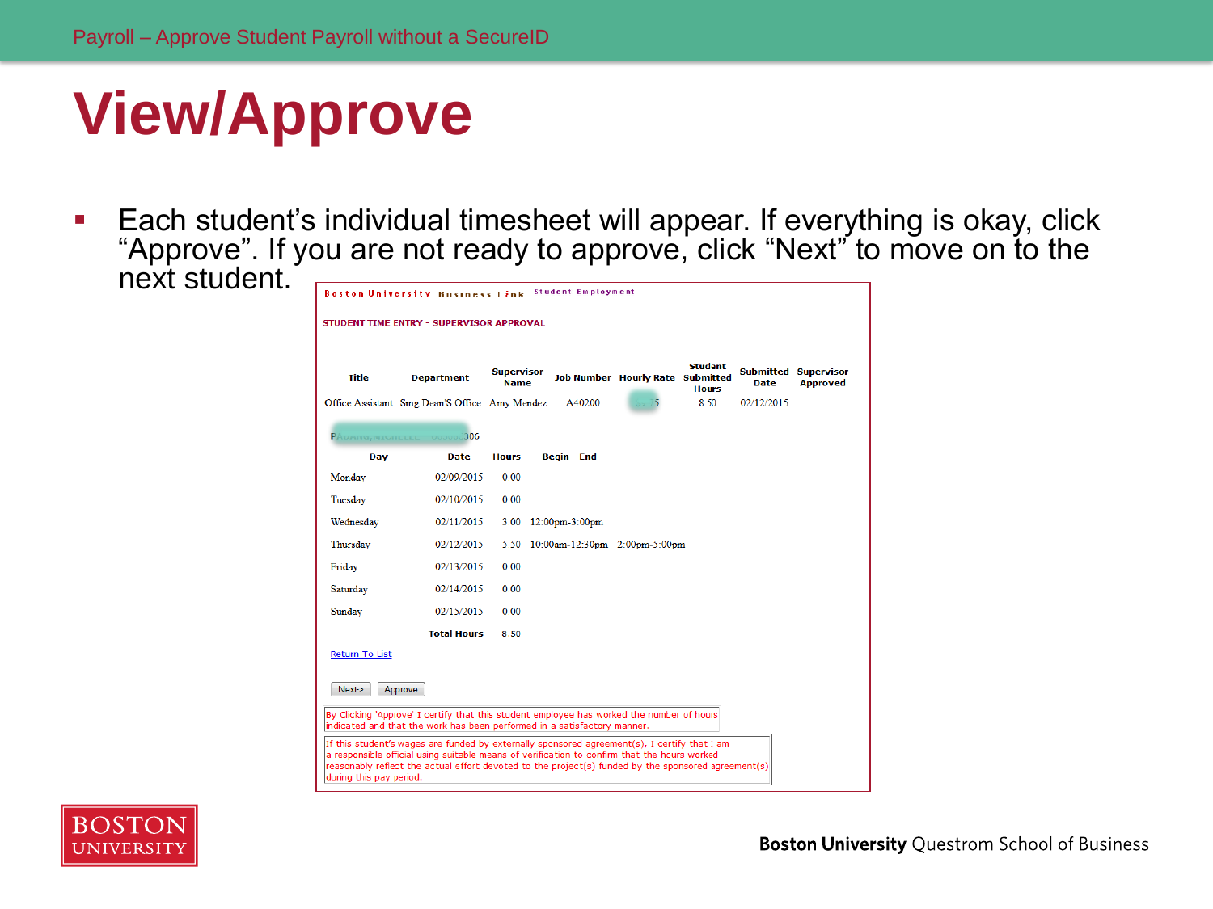# View/Approve

- Each student's individual timesheet will appear. If everything is okay, click "Approve". If you are not ready to approve, click "Next" to move on to the next student.

Boston University Business Link Student Employment

STUDENT TIME ENTRY - SUPERVISOR APPROVAL

| Title | Department | Supervisor Name | Job Number | Hourly Rate | Student Submitted Hours | Submitted Date | Supervisor Approved |
|---|---|---|---|---|---|---|---|
| Office Assistant | Smg Dean'S Office | Amy Mendez | A40200 | 5 | 8.50 | 02/12/2015 | |

P 06

| Day | Date | Hours | Begin - End | |
|---|---|---|---|---|
| Monday | 02/09/2015 | 0.00 | | |
| Tuesday | 02/10/2015 | 0.00 | | |
| Wednesday | 02/11/2015 | 3.00 | 12:00pm-3:00pm | |
| Thursday | 02/12/2015 | 5.50 | 10:00am-12:30pm | 2:00pm-5:00pm |
| Friday | 02/13/2015 | 0.00 | | |
| Saturday | 02/14/2015 | 0.00 | | |
| Sunday | 02/15/2015 | 0.00 | | |
| | Total Hours | 8.50 | | |

Return To List

Next-> Approve

By Clicking 'Approve' I certify that this student employee has worked the number of hours indicated and that the work has been performed in a satisfactory manner.

If this student's wages are funded by externally sponsored agreement(s), I certify that I am a responsible official using suitable means of verification to confirm that the hours worked reasonably reflect the actual effort devoted to the project(s) funded by the sponsored agreement(s) during this pay period.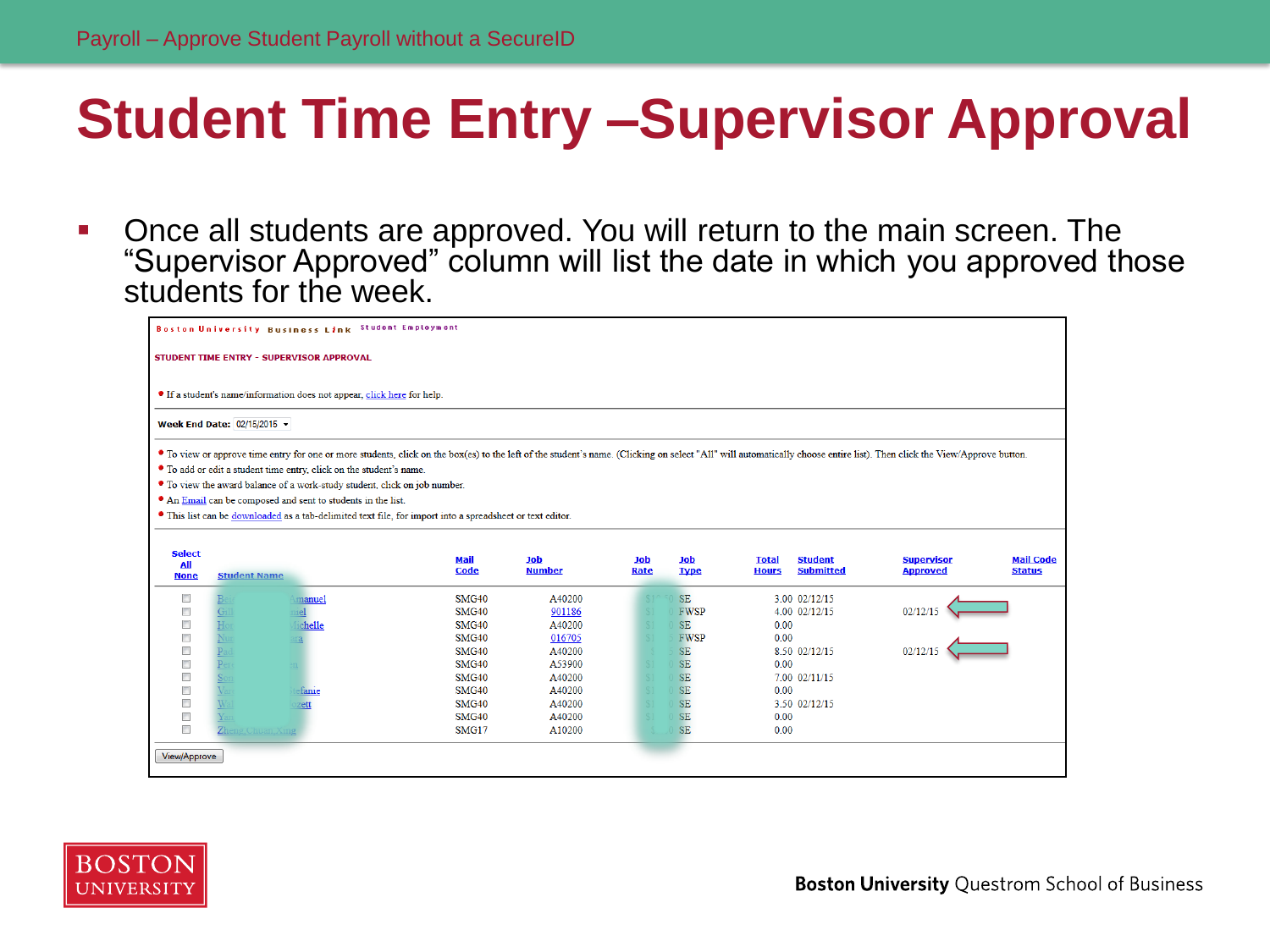Payroll – Approve Student Payroll without a SecureID

# Student Time Entry –Supervisor Approval

- Once all students are approved. You will return to the main screen. The "Supervisor Approved" column will list the date in which you approved those students for the week.

Boston University Business Link Student Employment

STUDENT TIME ENTRY - SUPERVISOR APPROVAL

- If a student's name/information does not appear, click here for help.

**Week End Date:** 02/15/2015

- To view or approve time entry for one or more students, click on the box(es) to the left of the student's name. (Clicking on select "All" will automatically choose entire list). Then click the View/Approve button.
- To add or edit a student time entry, click on the student's name.
- To view the award balance of a work-study student, click on job number.
- An Email can be composed and sent to students in the list.
- This list can be downloaded as a tab-delimited text file, for import into a spreadsheet or text editor.

| Select All None | Student Name | Mail Code | Job Number | Job Rate | Job Type | Total Hours | Student Submitted | Supervisor Approved | Mail Code Status |
|---|---|---|---|---|---|---|---|---|---|
| ☐ | Be... ...manuel | SMG40 | A40200 | | SE | 3.00 | 02/12/15 | | |
| ☐ | Gil... ...iel | SMG40 | 901186 | | FWSP | 4.00 | 02/12/15 | 02/12/15 | |
| ☐ | Ho... ...ichelle | SMG40 | A40200 | | SE | 0.00 | | | |
| ☐ | Nu... ...ra | SMG40 | 016705 | | FWSP | 0.00 | | | |
| ☐ | Pa... | SMG40 | A40200 | | SE | 8.50 | 02/12/15 | 02/12/15 | |
| ☐ | Pe... ...n | SMG40 | A53900 | | SE | 0.00 | | | |
| ☐ | So... | SMG40 | A40200 | | SE | 7.00 | 02/11/15 | | |
| ☐ | Va... ...tefanie | SMG40 | A40200 | | SE | 0.00 | | | |
| ☐ | Wa... ...zett | SMG40 | A40200 | | SE | 3.50 | 02/12/15 | | |
| ☐ | Ya... | SMG40 | A40200 | | SE | 0.00 | | | |
| ☐ | Zheng Chuan Xing | SMG17 | A10200 | | SE | 0.00 | | | |

View/Approve

Boston University Questrom School of Business